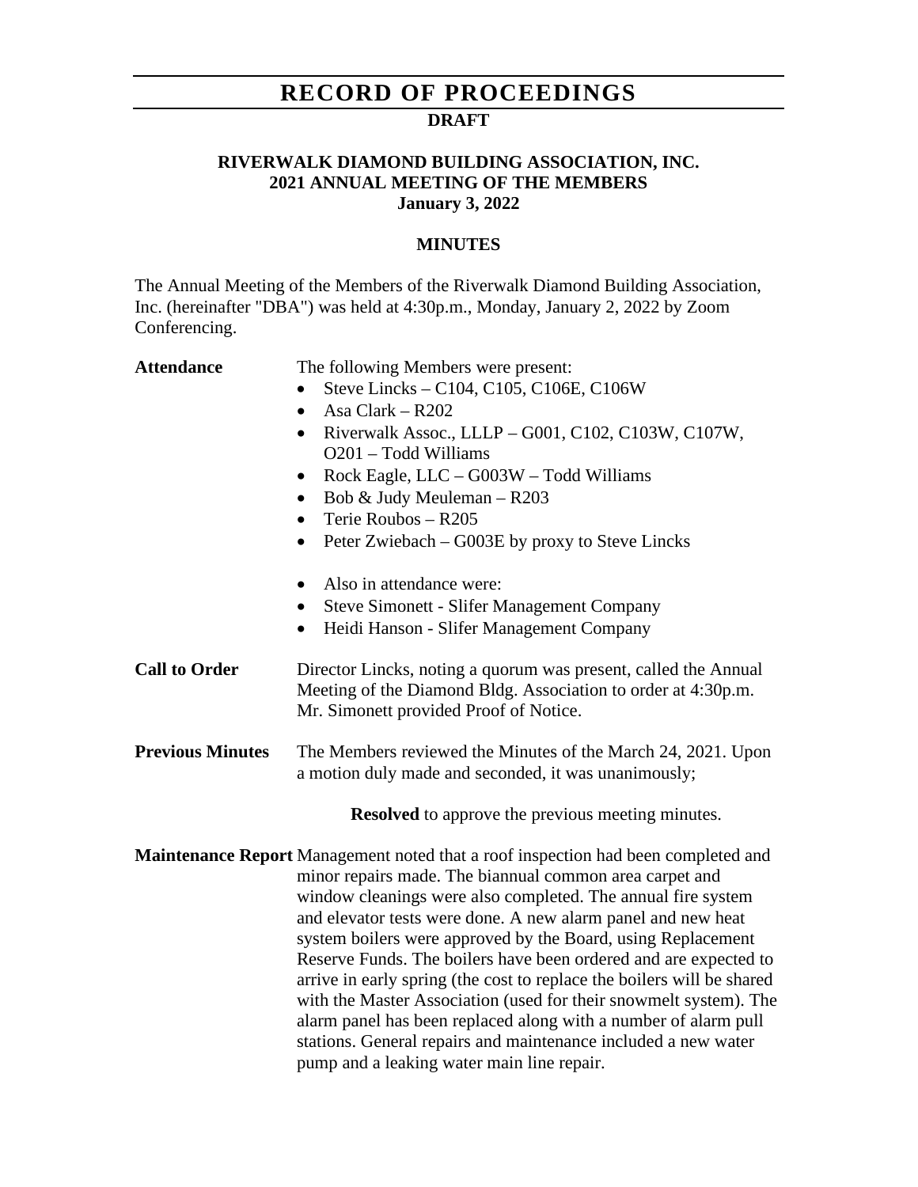# RECORD OF PROCEEDINGS

**DRAFT**

**RIVERWALK DIAMOND BUILDING ASSOCIATION, INC.**
**2021 ANNUAL MEETING OF THE MEMBERS**
**January 3, 2022**

**MINUTES**

The Annual Meeting of the Members of the Riverwalk Diamond Building Association, Inc. (hereinafter "DBA") was held at 4:30p.m., Monday, January 2, 2022 by Zoom Conferencing.

**Attendance** The following Members were present:

- Steve Lincks – C104, C105, C106E, C106W
- Asa Clark – R202
- Riverwalk Assoc., LLLP – G001, C102, C103W, C107W, O201 – Todd Williams
- Rock Eagle, LLC – G003W – Todd Williams
- Bob & Judy Meuleman – R203
- Terie Roubos – R205
- Peter Zwiebach – G003E by proxy to Steve Lincks

- Also in attendance were:
- Steve Simonett - Slifer Management Company
- Heidi Hanson - Slifer Management Company

**Call to Order** Director Lincks, noting a quorum was present, called the Annual Meeting of the Diamond Bldg. Association to order at 4:30p.m. Mr. Simonett provided Proof of Notice.

**Previous Minutes** The Members reviewed the Minutes of the March 24, 2021. Upon a motion duly made and seconded, it was unanimously;

**Resolved** to approve the previous meeting minutes.

**Maintenance Report** Management noted that a roof inspection had been completed and minor repairs made. The biannual common area carpet and window cleanings were also completed. The annual fire system and elevator tests were done. A new alarm panel and new heat system boilers were approved by the Board, using Replacement Reserve Funds. The boilers have been ordered and are expected to arrive in early spring (the cost to replace the boilers will be shared with the Master Association (used for their snowmelt system). The alarm panel has been replaced along with a number of alarm pull stations. General repairs and maintenance included a new water pump and a leaking water main line repair.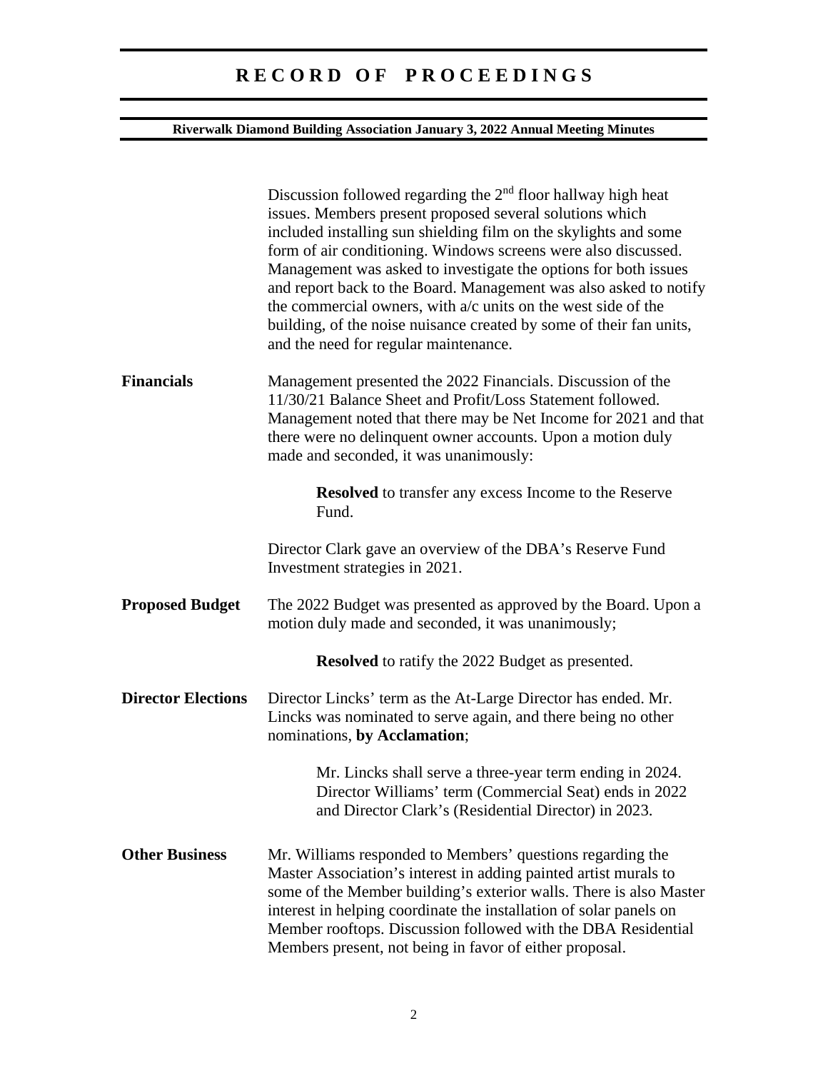Discussion followed regarding the 2nd floor hallway high heat issues. Members present proposed several solutions which included installing sun shielding film on the skylights and some form of air conditioning. Windows screens were also discussed. Management was asked to investigate the options for both issues and report back to the Board. Management was also asked to notify the commercial owners, with a/c units on the west side of the building, of the noise nuisance created by some of their fan units, and the need for regular maintenance.

**Financials**

Management presented the 2022 Financials. Discussion of the 11/30/21 Balance Sheet and Profit/Loss Statement followed. Management noted that there may be Net Income for 2021 and that there were no delinquent owner accounts. Upon a motion duly made and seconded, it was unanimously:

> **Resolved** to transfer any excess Income to the Reserve Fund.

Director Clark gave an overview of the DBA's Reserve Fund Investment strategies in 2021.

**Proposed Budget**

The 2022 Budget was presented as approved by the Board. Upon a motion duly made and seconded, it was unanimously;

> **Resolved** to ratify the 2022 Budget as presented.

**Director Elections**

Director Lincks' term as the At-Large Director has ended. Mr. Lincks was nominated to serve again, and there being no other nominations, **by Acclamation**;

> Mr. Lincks shall serve a three-year term ending in 2024. Director Williams' term (Commercial Seat) ends in 2022 and Director Clark's (Residential Director) in 2023.

**Other Business**

Mr. Williams responded to Members' questions regarding the Master Association's interest in adding painted artist murals to some of the Member building's exterior walls. There is also Master interest in helping coordinate the installation of solar panels on Member rooftops. Discussion followed with the DBA Residential Members present, not being in favor of either proposal.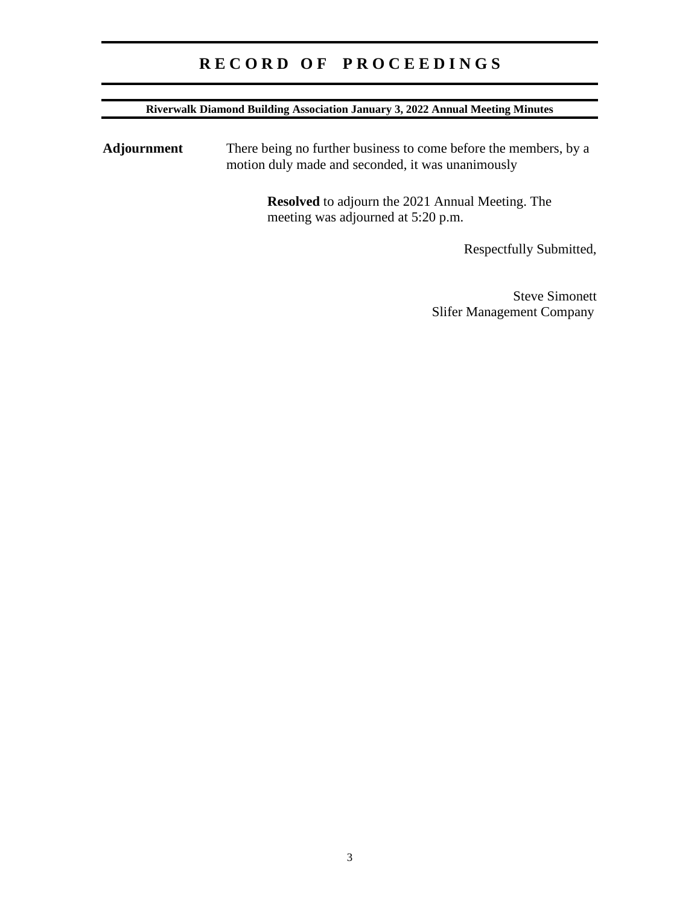# RECORD OF PROCEEDINGS

**Riverwalk Diamond Building Association January 3, 2022 Annual Meeting Minutes**

**Adjournment**

There being no further business to come before the members, by a motion duly made and seconded, it was unanimously

> **Resolved** to adjourn the 2021 Annual Meeting. The meeting was adjourned at 5:20 p.m.

Respectfully Submitted,

Steve Simonett
Slifer Management Company